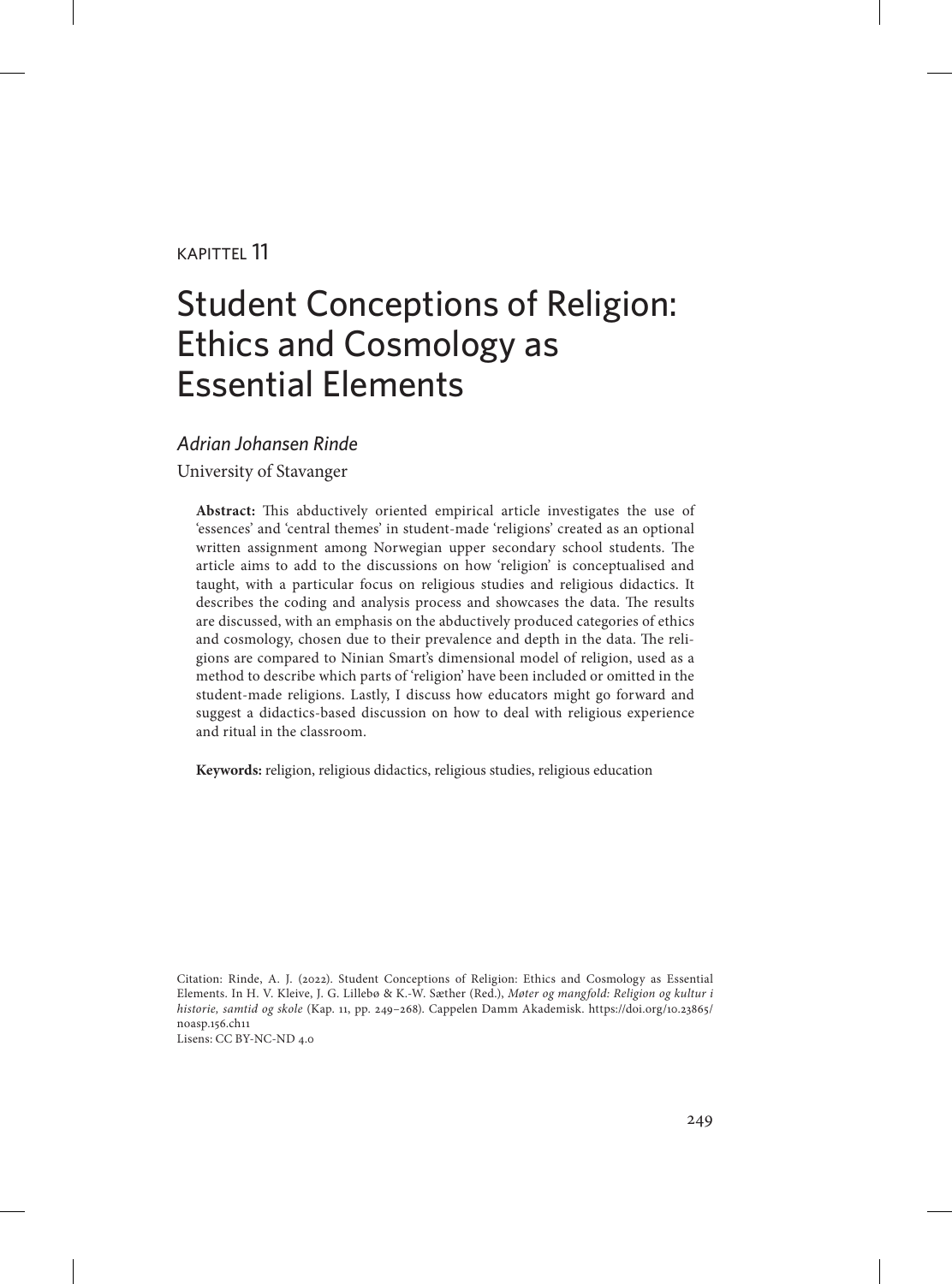KAPITTEL 11

# Student Conceptions of Religion: Ethics and Cosmology as Essential Elements

*Adrian Johansen Rinde*

University of Stavanger

**Abstract:** This abductively oriented empirical article investigates the use of 'essences' and 'central themes' in student-made 'religions' created as an optional written assignment among Norwegian upper secondary school students. The article aims to add to the discussions on how 'religion' is conceptualised and taught, with a particular focus on religious studies and religious didactics. It describes the coding and analysis process and showcases the data. The results are discussed, with an emphasis on the abductively produced categories of ethics and cosmology, chosen due to their prevalence and depth in the data. The religions are compared to Ninian Smart's dimensional model of religion, used as a method to describe which parts of 'religion' have been included or omitted in the student-made religions. Lastly, I discuss how educators might go forward and suggest a didactics-based discussion on how to deal with religious experience and ritual in the classroom.

**Keywords:** religion, religious didactics, religious studies, religious education

Citation: Rinde, A. J. (2022). Student Conceptions of Religion: Ethics and Cosmology as Essential Elements. In H. V. Kleive, J. G. Lillebø & K.-W. Sæther (Red.), *Møter og mangfold: Religion og kultur i historie, samtid og skole* (Kap. 11, pp. 249–268). Cappelen Damm Akademisk. https://doi.org/10.23865/noasp.156.ch11

Lisens: CC BY-NC-ND 4.0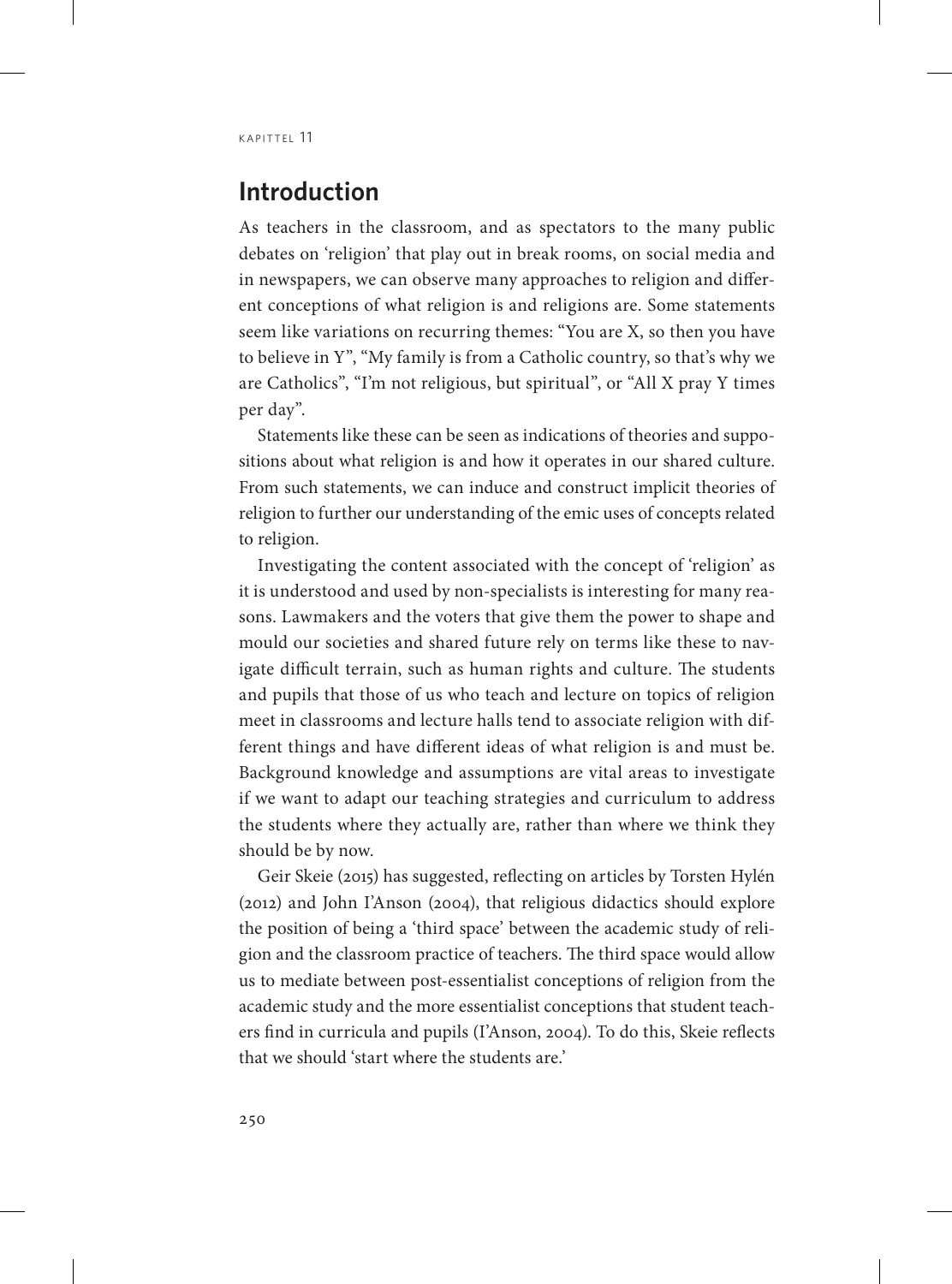## Introduction

As teachers in the classroom, and as spectators to the many public debates on 'religion' that play out in break rooms, on social media and in newspapers, we can observe many approaches to religion and different conceptions of what religion is and religions are. Some statements seem like variations on recurring themes: "You are X, so then you have to believe in Y", "My family is from a Catholic country, so that's why we are Catholics", "I'm not religious, but spiritual", or "All X pray Y times per day".

Statements like these can be seen as indications of theories and suppositions about what religion is and how it operates in our shared culture. From such statements, we can induce and construct implicit theories of religion to further our understanding of the emic uses of concepts related to religion.

Investigating the content associated with the concept of 'religion' as it is understood and used by non-specialists is interesting for many reasons. Lawmakers and the voters that give them the power to shape and mould our societies and shared future rely on terms like these to navigate difficult terrain, such as human rights and culture. The students and pupils that those of us who teach and lecture on topics of religion meet in classrooms and lecture halls tend to associate religion with different things and have different ideas of what religion is and must be. Background knowledge and assumptions are vital areas to investigate if we want to adapt our teaching strategies and curriculum to address the students where they actually are, rather than where we think they should be by now.

Geir Skeie (2015) has suggested, reflecting on articles by Torsten Hylén (2012) and John I'Anson (2004), that religious didactics should explore the position of being a 'third space' between the academic study of religion and the classroom practice of teachers. The third space would allow us to mediate between post-essentialist conceptions of religion from the academic study and the more essentialist conceptions that student teachers find in curricula and pupils (I'Anson, 2004). To do this, Skeie reflects that we should 'start where the students are.'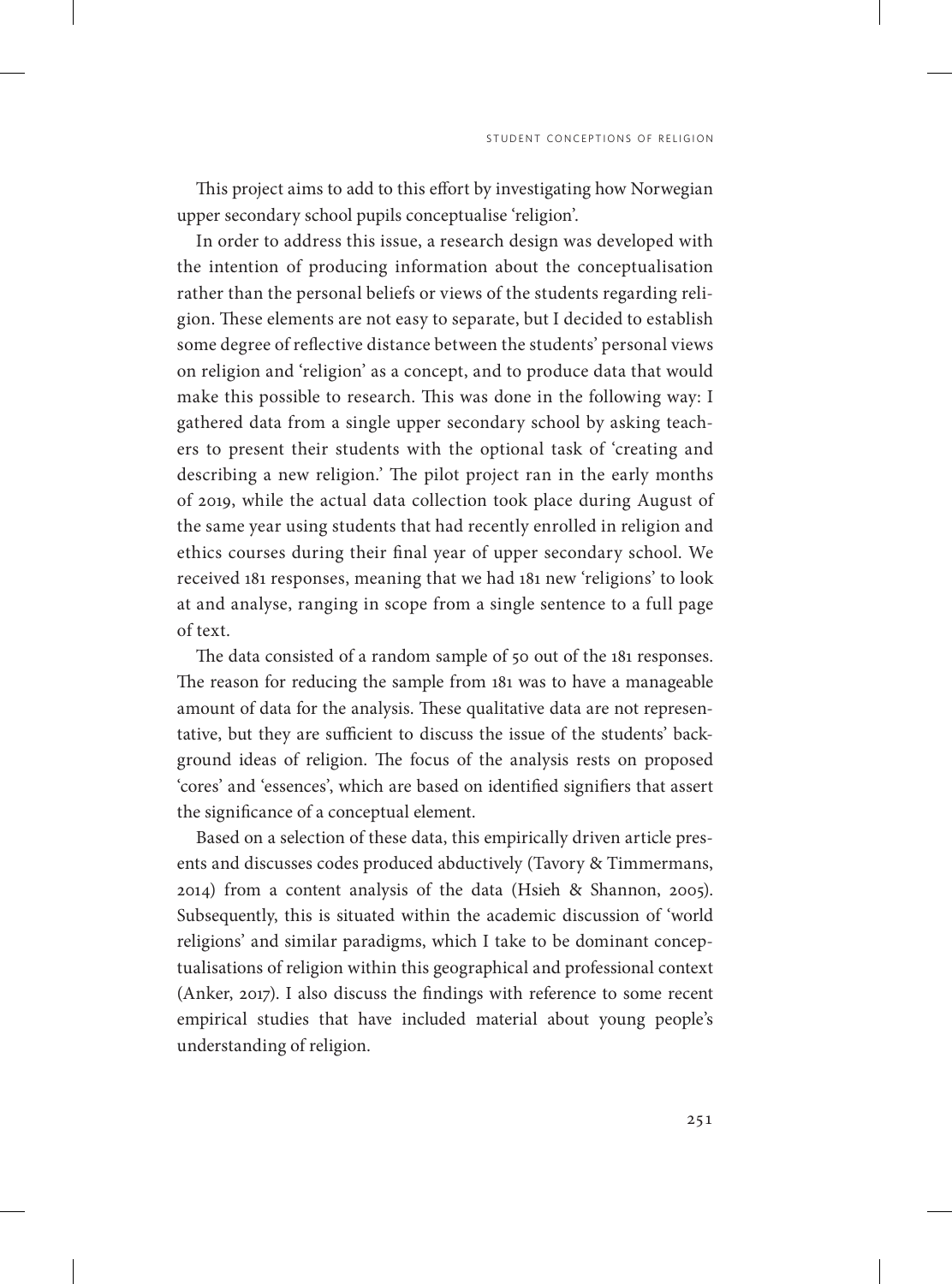This project aims to add to this effort by investigating how Norwegian upper secondary school pupils conceptualise 'religion'.

In order to address this issue, a research design was developed with the intention of producing information about the conceptualisation rather than the personal beliefs or views of the students regarding religion. These elements are not easy to separate, but I decided to establish some degree of reflective distance between the students' personal views on religion and 'religion' as a concept, and to produce data that would make this possible to research. This was done in the following way: I gathered data from a single upper secondary school by asking teachers to present their students with the optional task of 'creating and describing a new religion.' The pilot project ran in the early months of 2019, while the actual data collection took place during August of the same year using students that had recently enrolled in religion and ethics courses during their final year of upper secondary school. We received 181 responses, meaning that we had 181 new 'religions' to look at and analyse, ranging in scope from a single sentence to a full page of text.

The data consisted of a random sample of 50 out of the 181 responses. The reason for reducing the sample from 181 was to have a manageable amount of data for the analysis. These qualitative data are not representative, but they are sufficient to discuss the issue of the students' background ideas of religion. The focus of the analysis rests on proposed 'cores' and 'essences', which are based on identified signifiers that assert the significance of a conceptual element.

Based on a selection of these data, this empirically driven article presents and discusses codes produced abductively (Tavory & Timmermans, 2014) from a content analysis of the data (Hsieh & Shannon, 2005). Subsequently, this is situated within the academic discussion of 'world religions' and similar paradigms, which I take to be dominant conceptualisations of religion within this geographical and professional context (Anker, 2017). I also discuss the findings with reference to some recent empirical studies that have included material about young people's understanding of religion.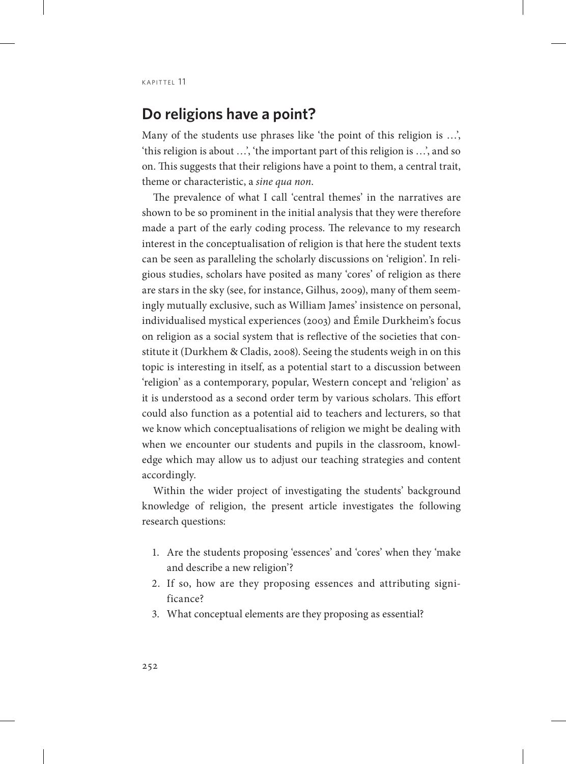## Do religions have a point?

Many of the students use phrases like 'the point of this religion is …', 'this religion is about …', 'the important part of this religion is …', and so on. This suggests that their religions have a point to them, a central trait, theme or characteristic, a *sine qua non*.

The prevalence of what I call 'central themes' in the narratives are shown to be so prominent in the initial analysis that they were therefore made a part of the early coding process. The relevance to my research interest in the conceptualisation of religion is that here the student texts can be seen as paralleling the scholarly discussions on 'religion'. In religious studies, scholars have posited as many 'cores' of religion as there are stars in the sky (see, for instance, Gilhus, 2009), many of them seemingly mutually exclusive, such as William James' insistence on personal, individualised mystical experiences (2003) and Émile Durkheim's focus on religion as a social system that is reflective of the societies that constitute it (Durkhem & Cladis, 2008). Seeing the students weigh in on this topic is interesting in itself, as a potential start to a discussion between 'religion' as a contemporary, popular, Western concept and 'religion' as it is understood as a second order term by various scholars. This effort could also function as a potential aid to teachers and lecturers, so that we know which conceptualisations of religion we might be dealing with when we encounter our students and pupils in the classroom, knowledge which may allow us to adjust our teaching strategies and content accordingly.

Within the wider project of investigating the students' background knowledge of religion, the present article investigates the following research questions:

1. Are the students proposing 'essences' and 'cores' when they 'make and describe a new religion'?
2. If so, how are they proposing essences and attributing significance?
3. What conceptual elements are they proposing as essential?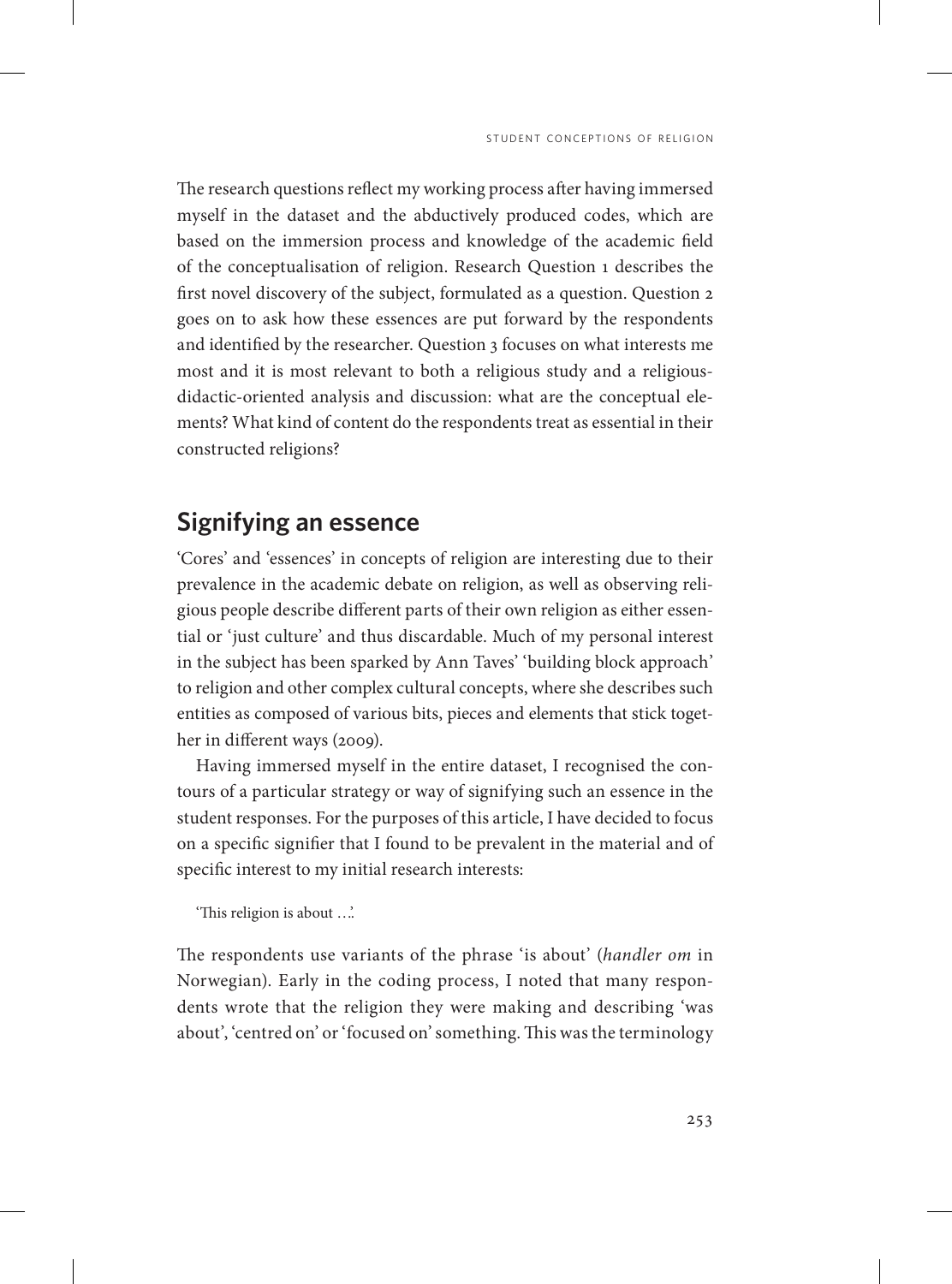The research questions reflect my working process after having immersed myself in the dataset and the abductively produced codes, which are based on the immersion process and knowledge of the academic field of the conceptualisation of religion. Research Question 1 describes the first novel discovery of the subject, formulated as a question. Question 2 goes on to ask how these essences are put forward by the respondents and identified by the researcher. Question 3 focuses on what interests me most and it is most relevant to both a religious study and a religious-didactic-oriented analysis and discussion: what are the conceptual elements? What kind of content do the respondents treat as essential in their constructed religions?

## Signifying an essence

'Cores' and 'essences' in concepts of religion are interesting due to their prevalence in the academic debate on religion, as well as observing religious people describe different parts of their own religion as either essential or 'just culture' and thus discardable. Much of my personal interest in the subject has been sparked by Ann Taves' 'building block approach' to religion and other complex cultural concepts, where she describes such entities as composed of various bits, pieces and elements that stick together in different ways (2009).

Having immersed myself in the entire dataset, I recognised the contours of a particular strategy or way of signifying such an essence in the student responses. For the purposes of this article, I have decided to focus on a specific signifier that I found to be prevalent in the material and of specific interest to my initial research interests:

> 'This religion is about …'.

The respondents use variants of the phrase 'is about' (*handler om* in Norwegian). Early in the coding process, I noted that many respondents wrote that the religion they were making and describing 'was about', 'centred on' or 'focused on' something. This was the terminology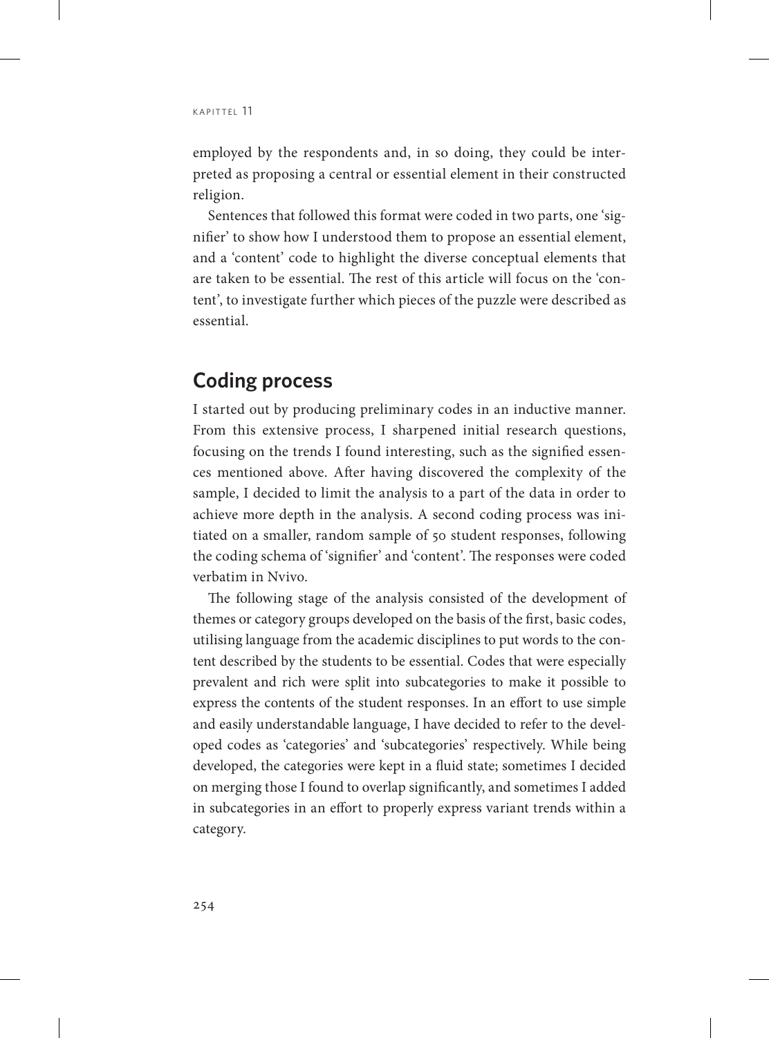employed by the respondents and, in so doing, they could be interpreted as proposing a central or essential element in their constructed religion.

Sentences that followed this format were coded in two parts, one 'signifier' to show how I understood them to propose an essential element, and a 'content' code to highlight the diverse conceptual elements that are taken to be essential. The rest of this article will focus on the 'content', to investigate further which pieces of the puzzle were described as essential.

## Coding process

I started out by producing preliminary codes in an inductive manner. From this extensive process, I sharpened initial research questions, focusing on the trends I found interesting, such as the signified essences mentioned above. After having discovered the complexity of the sample, I decided to limit the analysis to a part of the data in order to achieve more depth in the analysis. A second coding process was initiated on a smaller, random sample of 50 student responses, following the coding schema of 'signifier' and 'content'. The responses were coded verbatim in Nvivo.

The following stage of the analysis consisted of the development of themes or category groups developed on the basis of the first, basic codes, utilising language from the academic disciplines to put words to the content described by the students to be essential. Codes that were especially prevalent and rich were split into subcategories to make it possible to express the contents of the student responses. In an effort to use simple and easily understandable language, I have decided to refer to the developed codes as 'categories' and 'subcategories' respectively. While being developed, the categories were kept in a fluid state; sometimes I decided on merging those I found to overlap significantly, and sometimes I added in subcategories in an effort to properly express variant trends within a category.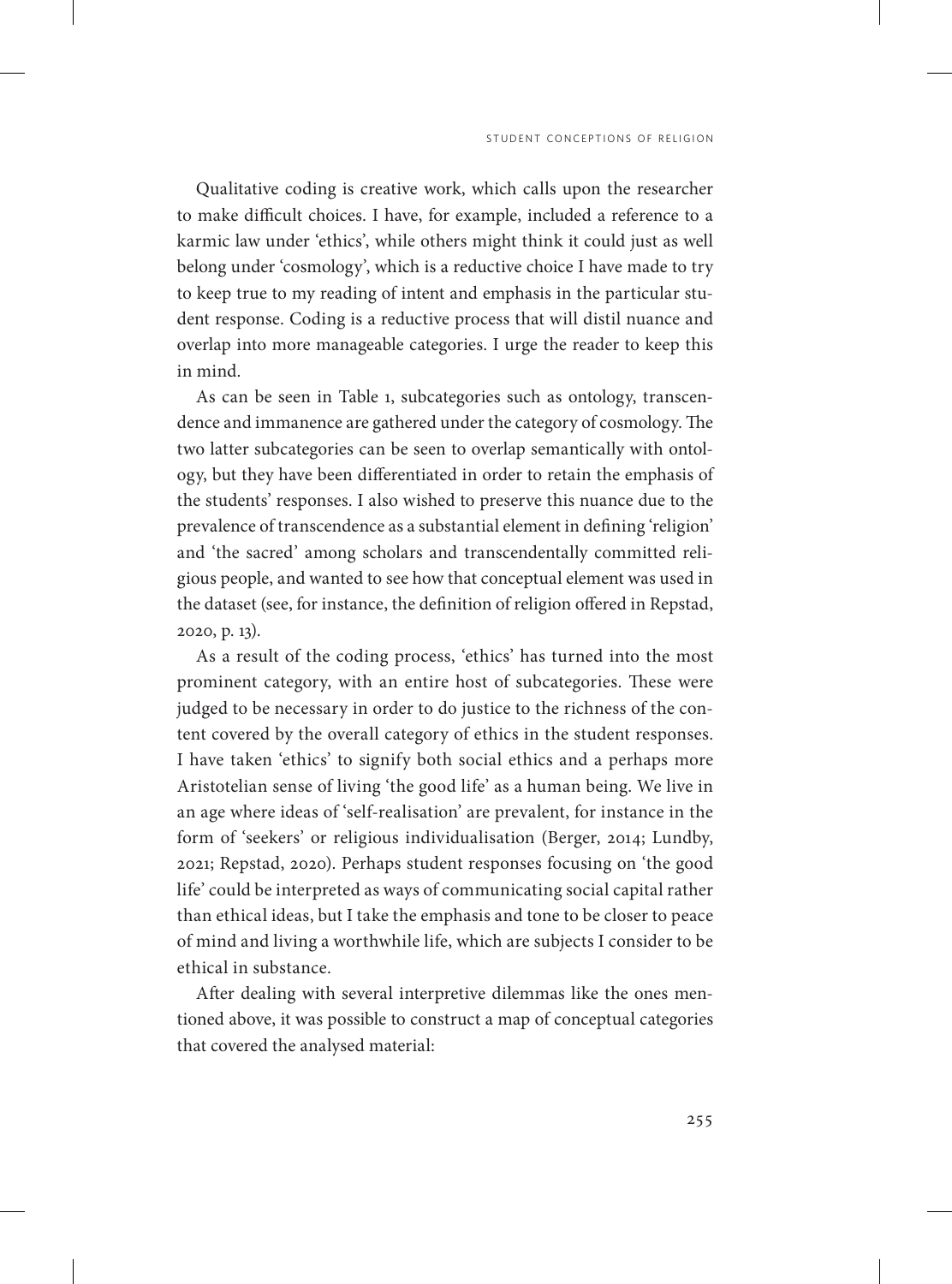Qualitative coding is creative work, which calls upon the researcher to make difficult choices. I have, for example, included a reference to a karmic law under 'ethics', while others might think it could just as well belong under 'cosmology', which is a reductive choice I have made to try to keep true to my reading of intent and emphasis in the particular student response. Coding is a reductive process that will distil nuance and overlap into more manageable categories. I urge the reader to keep this in mind.

As can be seen in Table 1, subcategories such as ontology, transcendence and immanence are gathered under the category of cosmology. The two latter subcategories can be seen to overlap semantically with ontology, but they have been differentiated in order to retain the emphasis of the students' responses. I also wished to preserve this nuance due to the prevalence of transcendence as a substantial element in defining 'religion' and 'the sacred' among scholars and transcendentally committed religious people, and wanted to see how that conceptual element was used in the dataset (see, for instance, the definition of religion offered in Repstad, 2020, p. 13).

As a result of the coding process, 'ethics' has turned into the most prominent category, with an entire host of subcategories. These were judged to be necessary in order to do justice to the richness of the content covered by the overall category of ethics in the student responses. I have taken 'ethics' to signify both social ethics and a perhaps more Aristotelian sense of living 'the good life' as a human being. We live in an age where ideas of 'self-realisation' are prevalent, for instance in the form of 'seekers' or religious individualisation (Berger, 2014; Lundby, 2021; Repstad, 2020). Perhaps student responses focusing on 'the good life' could be interpreted as ways of communicating social capital rather than ethical ideas, but I take the emphasis and tone to be closer to peace of mind and living a worthwhile life, which are subjects I consider to be ethical in substance.

After dealing with several interpretive dilemmas like the ones mentioned above, it was possible to construct a map of conceptual categories that covered the analysed material: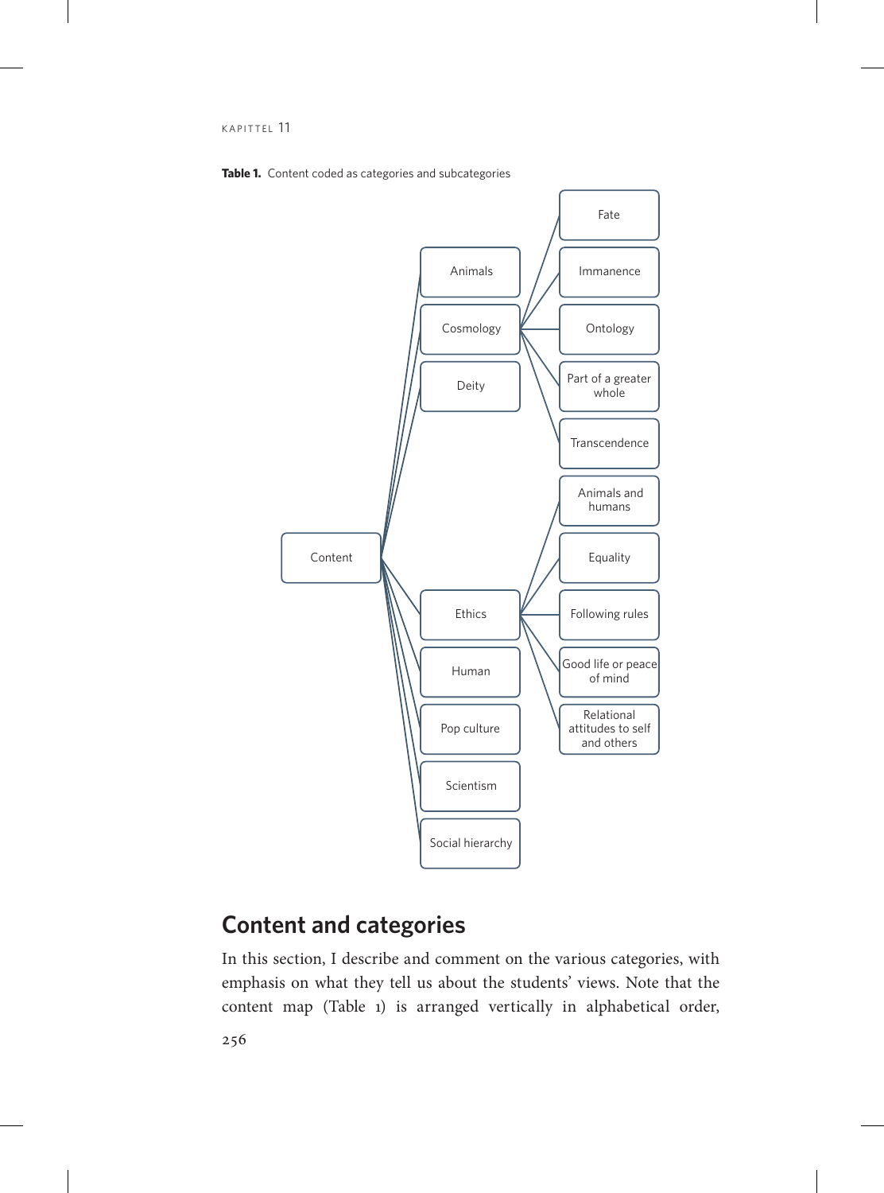**Table 1.** Content coded as categories and subcategories

- Content
  - Animals
  - Cosmology
    - Fate
    - Immanence
    - Ontology
    - Part of a greater whole
    - Transcendence
  - Deity
  - Ethics
    - Animals and humans
    - Equality
    - Following rules
    - Good life or peace of mind
    - Relational attitudes to self and others
  - Human
  - Pop culture
  - Scientism
  - Social hierarchy

## Content and categories

In this section, I describe and comment on the various categories, with emphasis on what they tell us about the students' views. Note that the content map (Table 1) is arranged vertically in alphabetical order,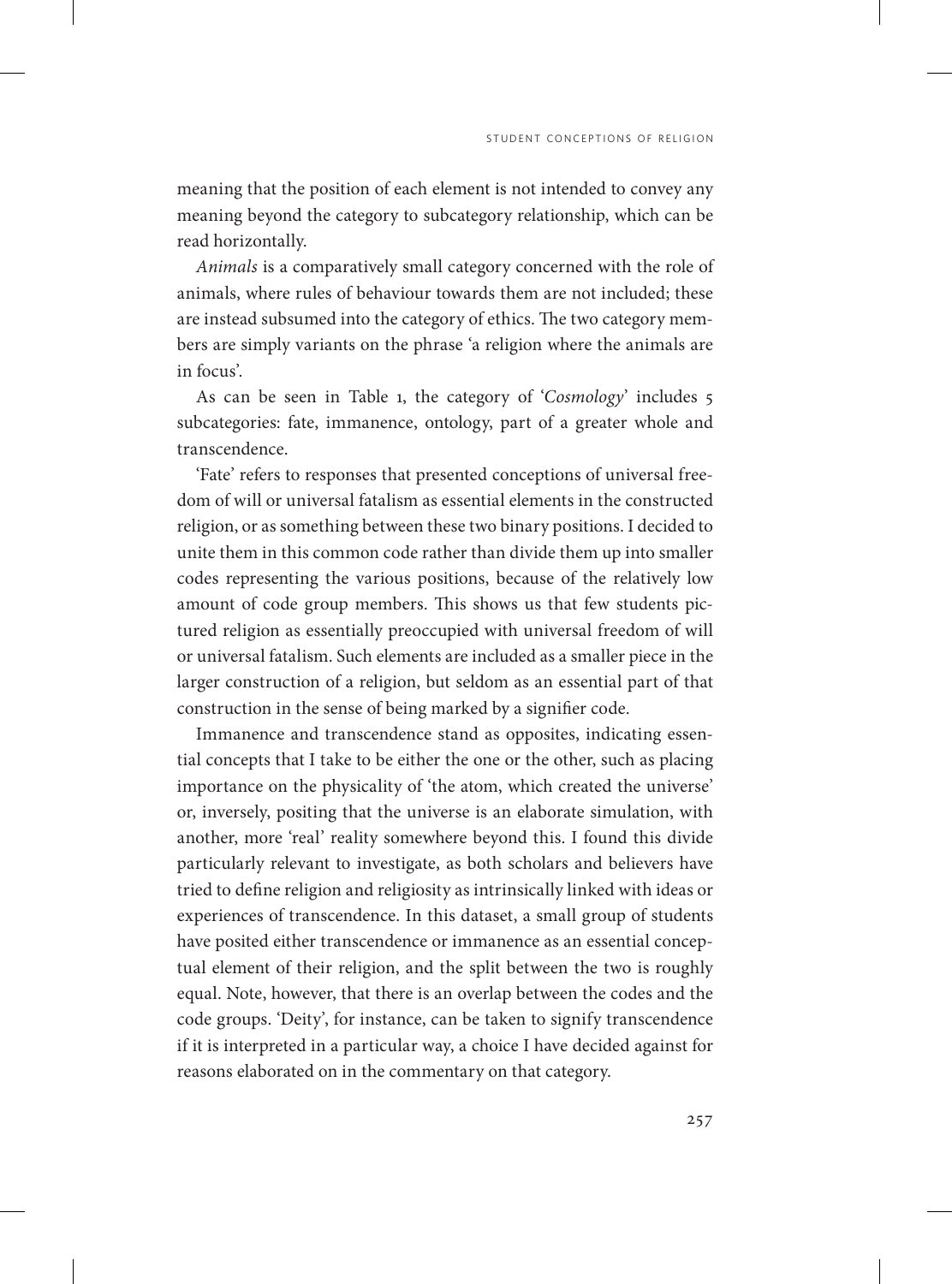meaning that the position of each element is not intended to convey any meaning beyond the category to subcategory relationship, which can be read horizontally.

*Animals* is a comparatively small category concerned with the role of animals, where rules of behaviour towards them are not included; these are instead subsumed into the category of ethics. The two category members are simply variants on the phrase 'a religion where the animals are in focus'.

As can be seen in Table 1, the category of '*Cosmology*' includes 5 subcategories: fate, immanence, ontology, part of a greater whole and transcendence.

'Fate' refers to responses that presented conceptions of universal freedom of will or universal fatalism as essential elements in the constructed religion, or as something between these two binary positions. I decided to unite them in this common code rather than divide them up into smaller codes representing the various positions, because of the relatively low amount of code group members. This shows us that few students pictured religion as essentially preoccupied with universal freedom of will or universal fatalism. Such elements are included as a smaller piece in the larger construction of a religion, but seldom as an essential part of that construction in the sense of being marked by a signifier code.

Immanence and transcendence stand as opposites, indicating essential concepts that I take to be either the one or the other, such as placing importance on the physicality of 'the atom, which created the universe' or, inversely, positing that the universe is an elaborate simulation, with another, more 'real' reality somewhere beyond this. I found this divide particularly relevant to investigate, as both scholars and believers have tried to define religion and religiosity as intrinsically linked with ideas or experiences of transcendence. In this dataset, a small group of students have posited either transcendence or immanence as an essential conceptual element of their religion, and the split between the two is roughly equal. Note, however, that there is an overlap between the codes and the code groups. 'Deity', for instance, can be taken to signify transcendence if it is interpreted in a particular way, a choice I have decided against for reasons elaborated on in the commentary on that category.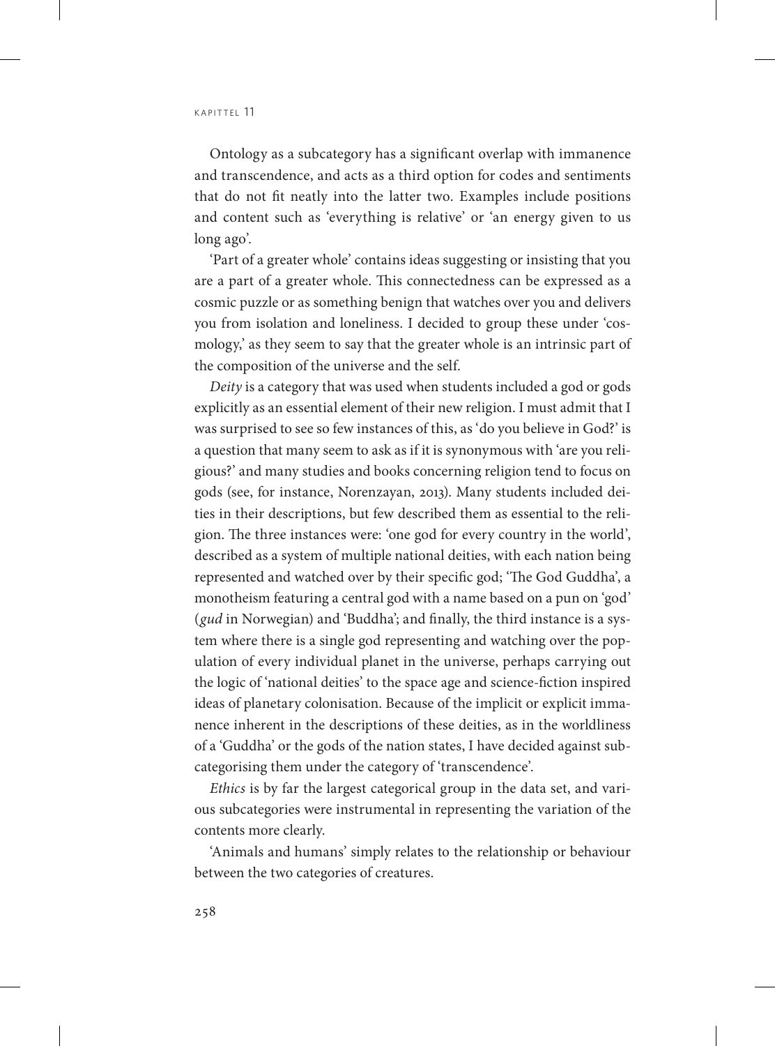Ontology as a subcategory has a significant overlap with immanence and transcendence, and acts as a third option for codes and sentiments that do not fit neatly into the latter two. Examples include positions and content such as 'everything is relative' or 'an energy given to us long ago'.

'Part of a greater whole' contains ideas suggesting or insisting that you are a part of a greater whole. This connectedness can be expressed as a cosmic puzzle or as something benign that watches over you and delivers you from isolation and loneliness. I decided to group these under 'cosmology,' as they seem to say that the greater whole is an intrinsic part of the composition of the universe and the self.

*Deity* is a category that was used when students included a god or gods explicitly as an essential element of their new religion. I must admit that I was surprised to see so few instances of this, as 'do you believe in God?' is a question that many seem to ask as if it is synonymous with 'are you religious?' and many studies and books concerning religion tend to focus on gods (see, for instance, Norenzayan, 2013). Many students included deities in their descriptions, but few described them as essential to the religion. The three instances were: 'one god for every country in the world', described as a system of multiple national deities, with each nation being represented and watched over by their specific god; 'The God Guddha', a monotheism featuring a central god with a name based on a pun on 'god' (*gud* in Norwegian) and 'Buddha'; and finally, the third instance is a system where there is a single god representing and watching over the population of every individual planet in the universe, perhaps carrying out the logic of 'national deities' to the space age and science-fiction inspired ideas of planetary colonisation. Because of the implicit or explicit immanence inherent in the descriptions of these deities, as in the worldliness of a 'Guddha' or the gods of the nation states, I have decided against subcategorising them under the category of 'transcendence'.

*Ethics* is by far the largest categorical group in the data set, and various subcategories were instrumental in representing the variation of the contents more clearly.

'Animals and humans' simply relates to the relationship or behaviour between the two categories of creatures.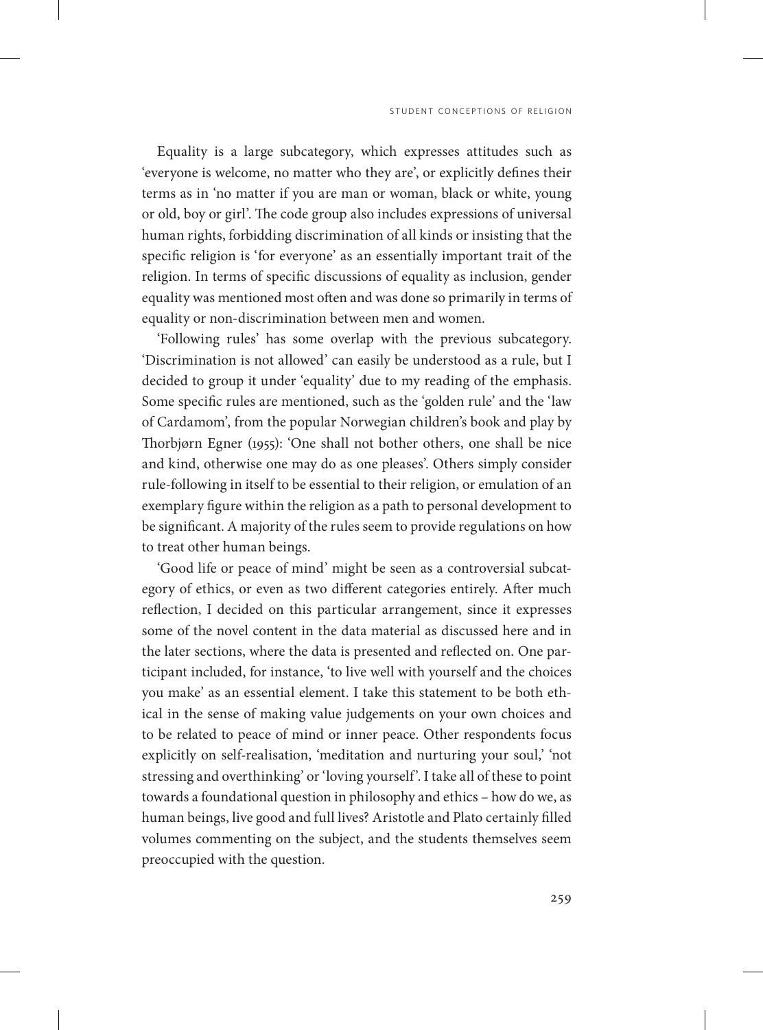Equality is a large subcategory, which expresses attitudes such as 'everyone is welcome, no matter who they are', or explicitly defines their terms as in 'no matter if you are man or woman, black or white, young or old, boy or girl'. The code group also includes expressions of universal human rights, forbidding discrimination of all kinds or insisting that the specific religion is 'for everyone' as an essentially important trait of the religion. In terms of specific discussions of equality as inclusion, gender equality was mentioned most often and was done so primarily in terms of equality or non-discrimination between men and women.

'Following rules' has some overlap with the previous subcategory. 'Discrimination is not allowed' can easily be understood as a rule, but I decided to group it under 'equality' due to my reading of the emphasis. Some specific rules are mentioned, such as the 'golden rule' and the 'law of Cardamom', from the popular Norwegian children's book and play by Thorbjørn Egner (1955): 'One shall not bother others, one shall be nice and kind, otherwise one may do as one pleases'. Others simply consider rule-following in itself to be essential to their religion, or emulation of an exemplary figure within the religion as a path to personal development to be significant. A majority of the rules seem to provide regulations on how to treat other human beings.

'Good life or peace of mind' might be seen as a controversial subcategory of ethics, or even as two different categories entirely. After much reflection, I decided on this particular arrangement, since it expresses some of the novel content in the data material as discussed here and in the later sections, where the data is presented and reflected on. One participant included, for instance, 'to live well with yourself and the choices you make' as an essential element. I take this statement to be both ethical in the sense of making value judgements on your own choices and to be related to peace of mind or inner peace. Other respondents focus explicitly on self-realisation, 'meditation and nurturing your soul,' 'not stressing and overthinking' or 'loving yourself'. I take all of these to point towards a foundational question in philosophy and ethics – how do we, as human beings, live good and full lives? Aristotle and Plato certainly filled volumes commenting on the subject, and the students themselves seem preoccupied with the question.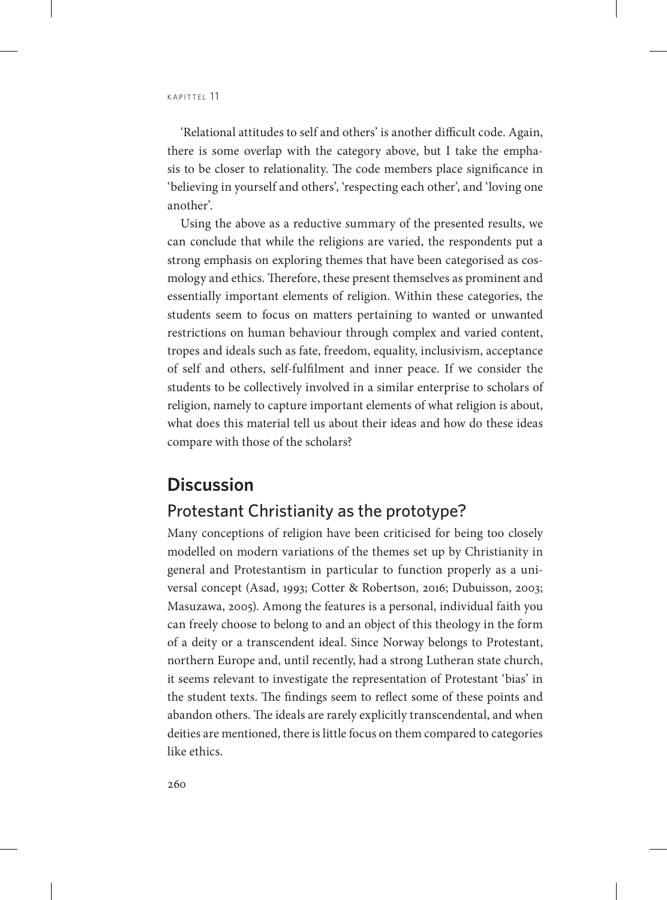'Relational attitudes to self and others' is another difficult code. Again, there is some overlap with the category above, but I take the emphasis to be closer to relationality. The code members place significance in 'believing in yourself and others', 'respecting each other', and 'loving one another'.

Using the above as a reductive summary of the presented results, we can conclude that while the religions are varied, the respondents put a strong emphasis on exploring themes that have been categorised as cosmology and ethics. Therefore, these present themselves as prominent and essentially important elements of religion. Within these categories, the students seem to focus on matters pertaining to wanted or unwanted restrictions on human behaviour through complex and varied content, tropes and ideals such as fate, freedom, equality, inclusivism, acceptance of self and others, self-fulfilment and inner peace. If we consider the students to be collectively involved in a similar enterprise to scholars of religion, namely to capture important elements of what religion is about, what does this material tell us about their ideas and how do these ideas compare with those of the scholars?

## Discussion

### Protestant Christianity as the prototype?

Many conceptions of religion have been criticised for being too closely modelled on modern variations of the themes set up by Christianity in general and Protestantism in particular to function properly as a universal concept (Asad, 1993; Cotter & Robertson, 2016; Dubuisson, 2003; Masuzawa, 2005). Among the features is a personal, individual faith you can freely choose to belong to and an object of this theology in the form of a deity or a transcendent ideal. Since Norway belongs to Protestant, northern Europe and, until recently, had a strong Lutheran state church, it seems relevant to investigate the representation of Protestant 'bias' in the student texts. The findings seem to reflect some of these points and abandon others. The ideals are rarely explicitly transcendental, and when deities are mentioned, there is little focus on them compared to categories like ethics.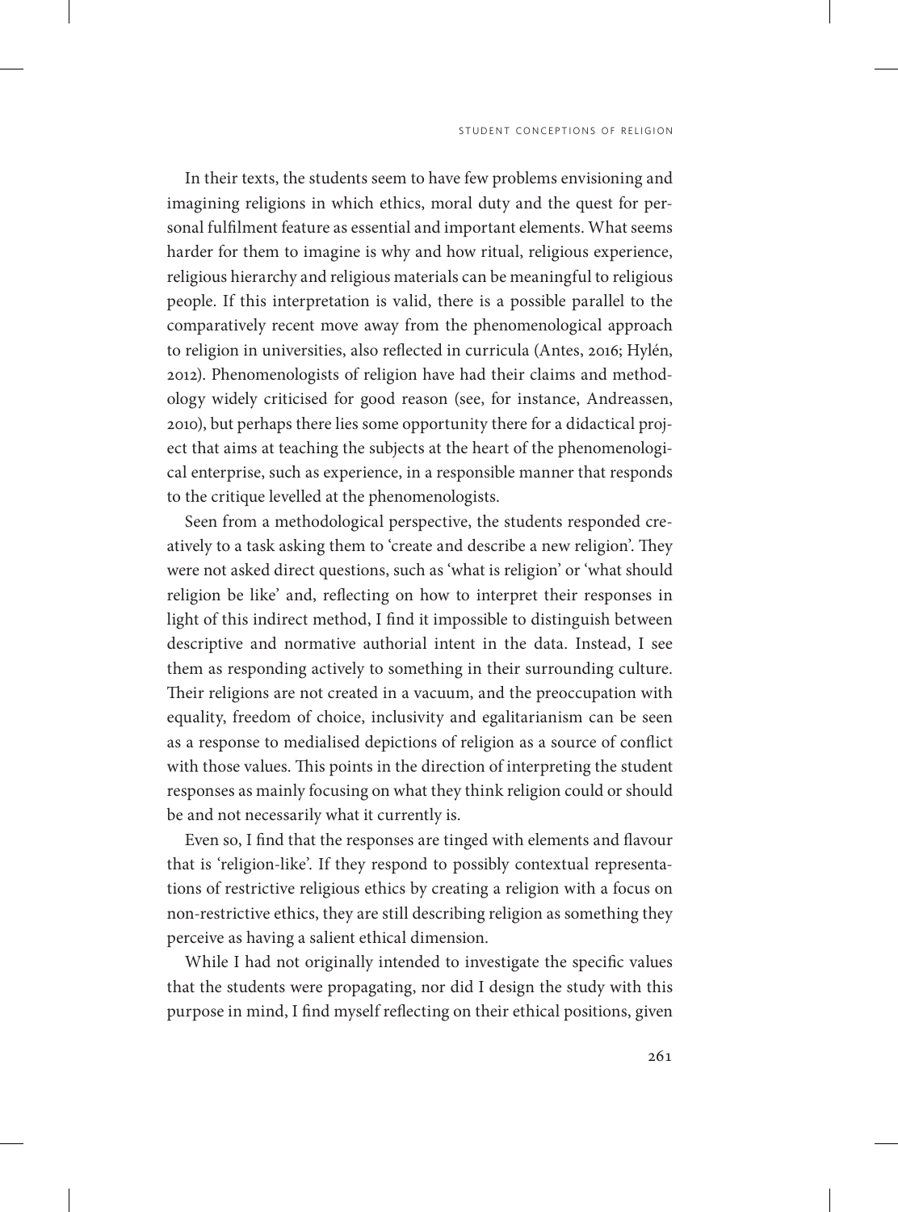In their texts, the students seem to have few problems envisioning and imagining religions in which ethics, moral duty and the quest for personal fulfilment feature as essential and important elements. What seems harder for them to imagine is why and how ritual, religious experience, religious hierarchy and religious materials can be meaningful to religious people. If this interpretation is valid, there is a possible parallel to the comparatively recent move away from the phenomenological approach to religion in universities, also reflected in curricula (Antes, 2016; Hylén, 2012). Phenomenologists of religion have had their claims and methodology widely criticised for good reason (see, for instance, Andreassen, 2010), but perhaps there lies some opportunity there for a didactical project that aims at teaching the subjects at the heart of the phenomenological enterprise, such as experience, in a responsible manner that responds to the critique levelled at the phenomenologists.

Seen from a methodological perspective, the students responded creatively to a task asking them to 'create and describe a new religion'. They were not asked direct questions, such as 'what is religion' or 'what should religion be like' and, reflecting on how to interpret their responses in light of this indirect method, I find it impossible to distinguish between descriptive and normative authorial intent in the data. Instead, I see them as responding actively to something in their surrounding culture. Their religions are not created in a vacuum, and the preoccupation with equality, freedom of choice, inclusivity and egalitarianism can be seen as a response to medialised depictions of religion as a source of conflict with those values. This points in the direction of interpreting the student responses as mainly focusing on what they think religion could or should be and not necessarily what it currently is.

Even so, I find that the responses are tinged with elements and flavour that is 'religion-like'. If they respond to possibly contextual representations of restrictive religious ethics by creating a religion with a focus on non-restrictive ethics, they are still describing religion as something they perceive as having a salient ethical dimension.

While I had not originally intended to investigate the specific values that the students were propagating, nor did I design the study with this purpose in mind, I find myself reflecting on their ethical positions, given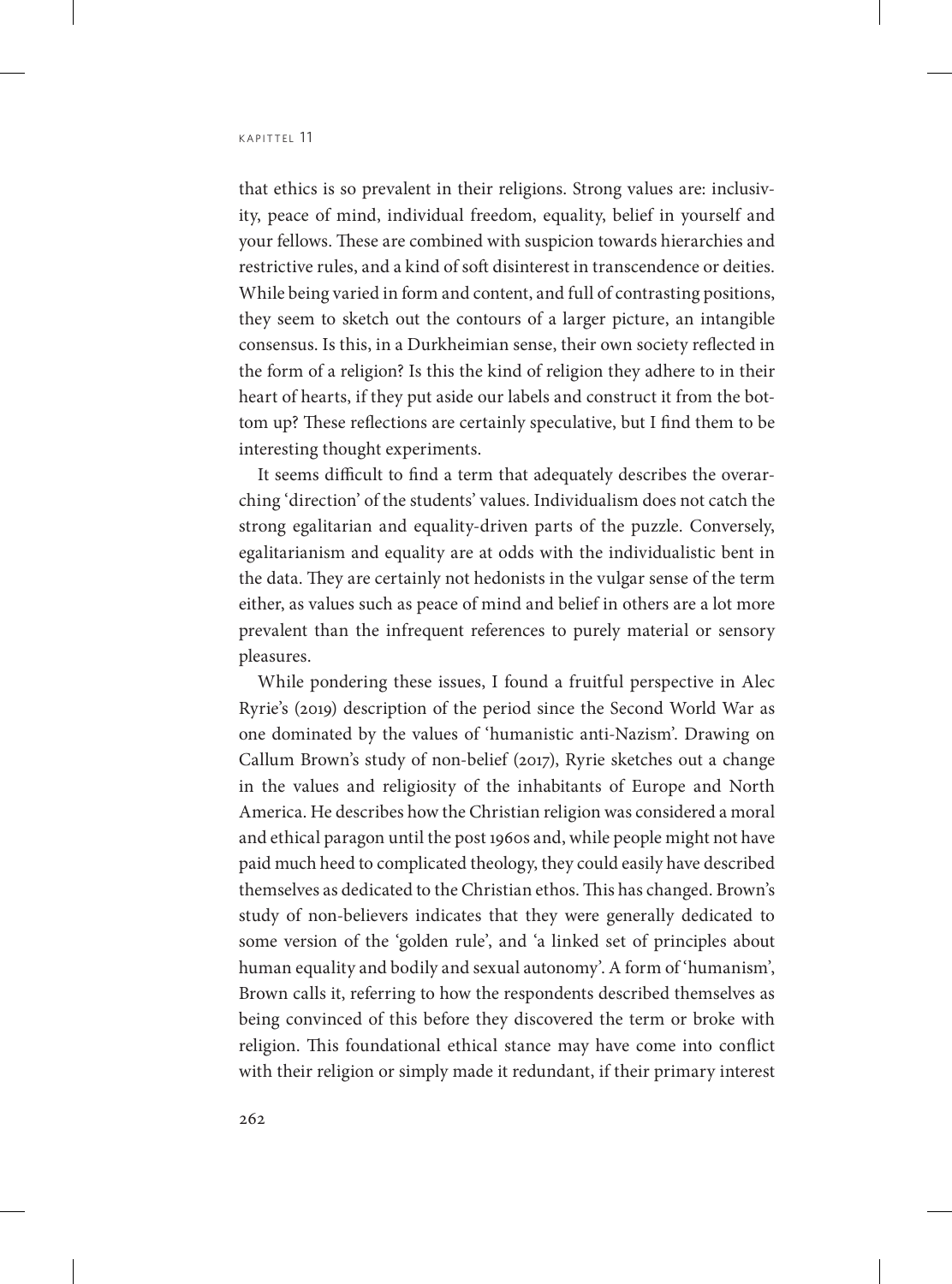that ethics is so prevalent in their religions. Strong values are: inclusivity, peace of mind, individual freedom, equality, belief in yourself and your fellows. These are combined with suspicion towards hierarchies and restrictive rules, and a kind of soft disinterest in transcendence or deities. While being varied in form and content, and full of contrasting positions, they seem to sketch out the contours of a larger picture, an intangible consensus. Is this, in a Durkheimian sense, their own society reflected in the form of a religion? Is this the kind of religion they adhere to in their heart of hearts, if they put aside our labels and construct it from the bottom up? These reflections are certainly speculative, but I find them to be interesting thought experiments.

It seems difficult to find a term that adequately describes the overarching 'direction' of the students' values. Individualism does not catch the strong egalitarian and equality-driven parts of the puzzle. Conversely, egalitarianism and equality are at odds with the individualistic bent in the data. They are certainly not hedonists in the vulgar sense of the term either, as values such as peace of mind and belief in others are a lot more prevalent than the infrequent references to purely material or sensory pleasures.

While pondering these issues, I found a fruitful perspective in Alec Ryrie's (2019) description of the period since the Second World War as one dominated by the values of 'humanistic anti-Nazism'. Drawing on Callum Brown's study of non-belief (2017), Ryrie sketches out a change in the values and religiosity of the inhabitants of Europe and North America. He describes how the Christian religion was considered a moral and ethical paragon until the post 1960s and, while people might not have paid much heed to complicated theology, they could easily have described themselves as dedicated to the Christian ethos. This has changed. Brown's study of non-believers indicates that they were generally dedicated to some version of the 'golden rule', and 'a linked set of principles about human equality and bodily and sexual autonomy'. A form of 'humanism', Brown calls it, referring to how the respondents described themselves as being convinced of this before they discovered the term or broke with religion. This foundational ethical stance may have come into conflict with their religion or simply made it redundant, if their primary interest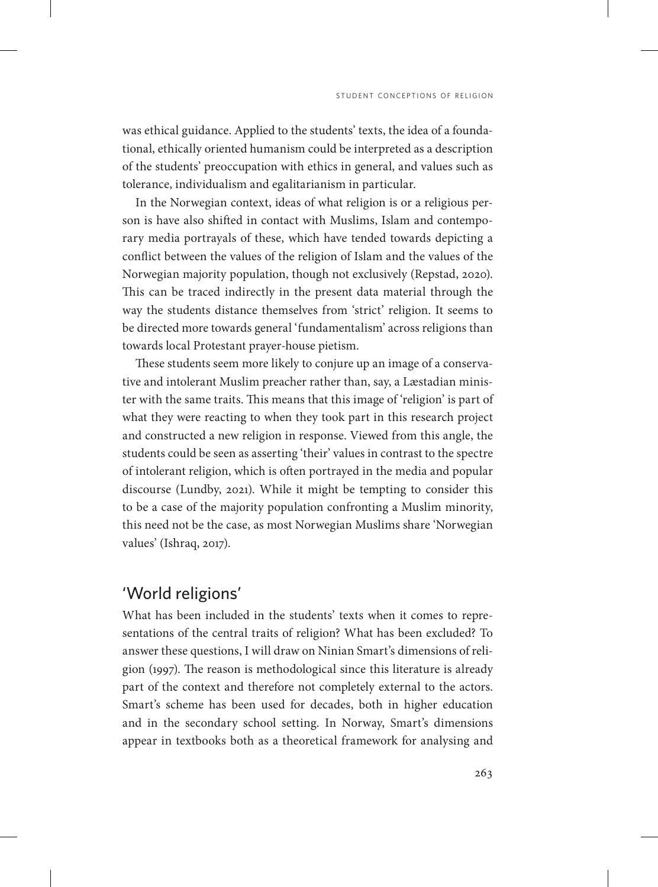was ethical guidance. Applied to the students' texts, the idea of a foundational, ethically oriented humanism could be interpreted as a description of the students' preoccupation with ethics in general, and values such as tolerance, individualism and egalitarianism in particular.

In the Norwegian context, ideas of what religion is or a religious person is have also shifted in contact with Muslims, Islam and contemporary media portrayals of these, which have tended towards depicting a conflict between the values of the religion of Islam and the values of the Norwegian majority population, though not exclusively (Repstad, 2020). This can be traced indirectly in the present data material through the way the students distance themselves from 'strict' religion. It seems to be directed more towards general 'fundamentalism' across religions than towards local Protestant prayer-house pietism.

These students seem more likely to conjure up an image of a conservative and intolerant Muslim preacher rather than, say, a Læstadian minister with the same traits. This means that this image of 'religion' is part of what they were reacting to when they took part in this research project and constructed a new religion in response. Viewed from this angle, the students could be seen as asserting 'their' values in contrast to the spectre of intolerant religion, which is often portrayed in the media and popular discourse (Lundby, 2021). While it might be tempting to consider this to be a case of the majority population confronting a Muslim minority, this need not be the case, as most Norwegian Muslims share 'Norwegian values' (Ishraq, 2017).

## 'World religions'

What has been included in the students' texts when it comes to representations of the central traits of religion? What has been excluded? To answer these questions, I will draw on Ninian Smart's dimensions of religion (1997). The reason is methodological since this literature is already part of the context and therefore not completely external to the actors. Smart's scheme has been used for decades, both in higher education and in the secondary school setting. In Norway, Smart's dimensions appear in textbooks both as a theoretical framework for analysing and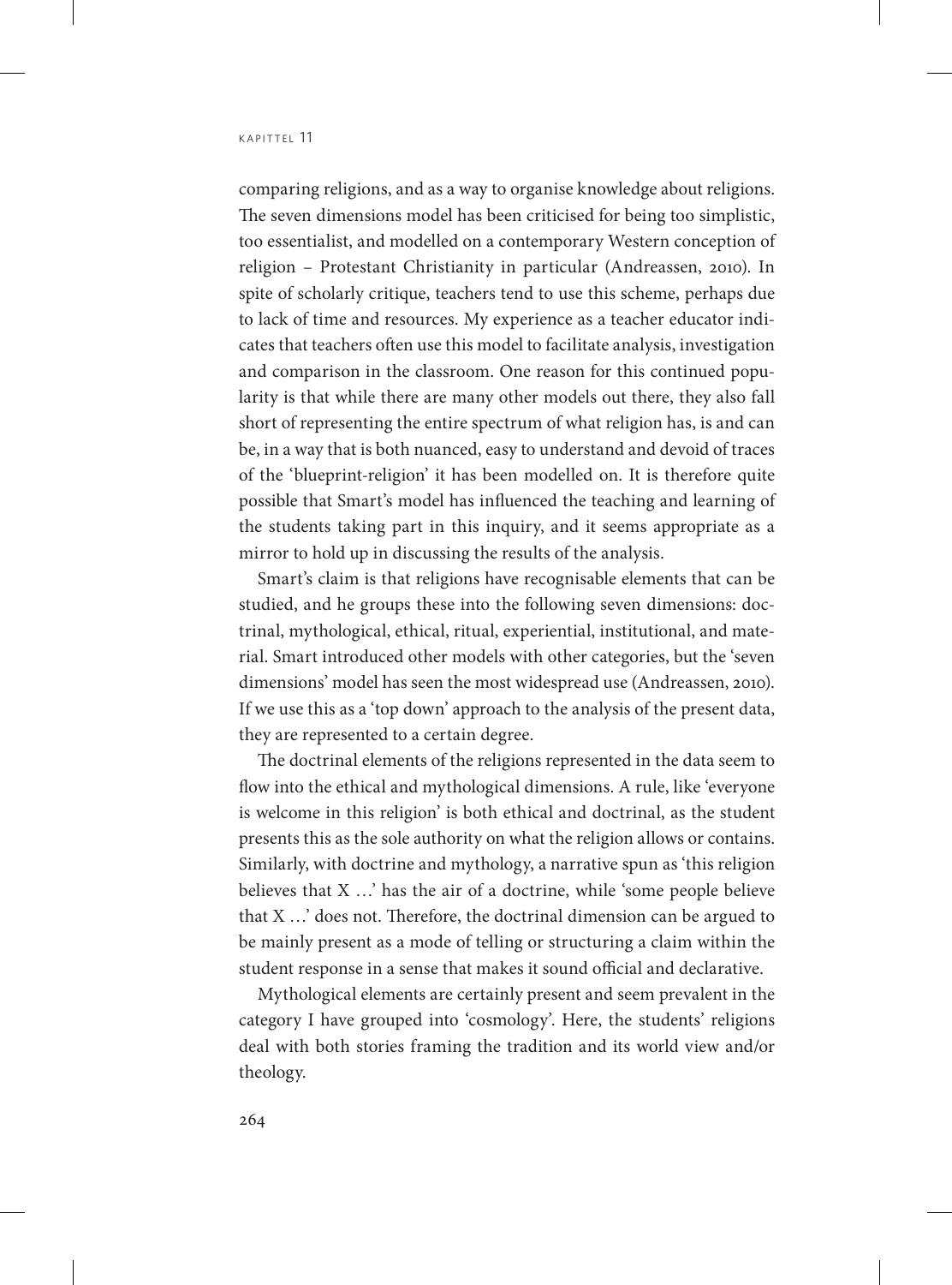comparing religions, and as a way to organise knowledge about religions. The seven dimensions model has been criticised for being too simplistic, too essentialist, and modelled on a contemporary Western conception of religion – Protestant Christianity in particular (Andreassen, 2010). In spite of scholarly critique, teachers tend to use this scheme, perhaps due to lack of time and resources. My experience as a teacher educator indicates that teachers often use this model to facilitate analysis, investigation and comparison in the classroom. One reason for this continued popularity is that while there are many other models out there, they also fall short of representing the entire spectrum of what religion has, is and can be, in a way that is both nuanced, easy to understand and devoid of traces of the 'blueprint-religion' it has been modelled on. It is therefore quite possible that Smart's model has influenced the teaching and learning of the students taking part in this inquiry, and it seems appropriate as a mirror to hold up in discussing the results of the analysis.

Smart's claim is that religions have recognisable elements that can be studied, and he groups these into the following seven dimensions: doctrinal, mythological, ethical, ritual, experiential, institutional, and material. Smart introduced other models with other categories, but the 'seven dimensions' model has seen the most widespread use (Andreassen, 2010). If we use this as a 'top down' approach to the analysis of the present data, they are represented to a certain degree.

The doctrinal elements of the religions represented in the data seem to flow into the ethical and mythological dimensions. A rule, like 'everyone is welcome in this religion' is both ethical and doctrinal, as the student presents this as the sole authority on what the religion allows or contains. Similarly, with doctrine and mythology, a narrative spun as 'this religion believes that X …' has the air of a doctrine, while 'some people believe that X …' does not. Therefore, the doctrinal dimension can be argued to be mainly present as a mode of telling or structuring a claim within the student response in a sense that makes it sound official and declarative.

Mythological elements are certainly present and seem prevalent in the category I have grouped into 'cosmology'. Here, the students' religions deal with both stories framing the tradition and its world view and/or theology.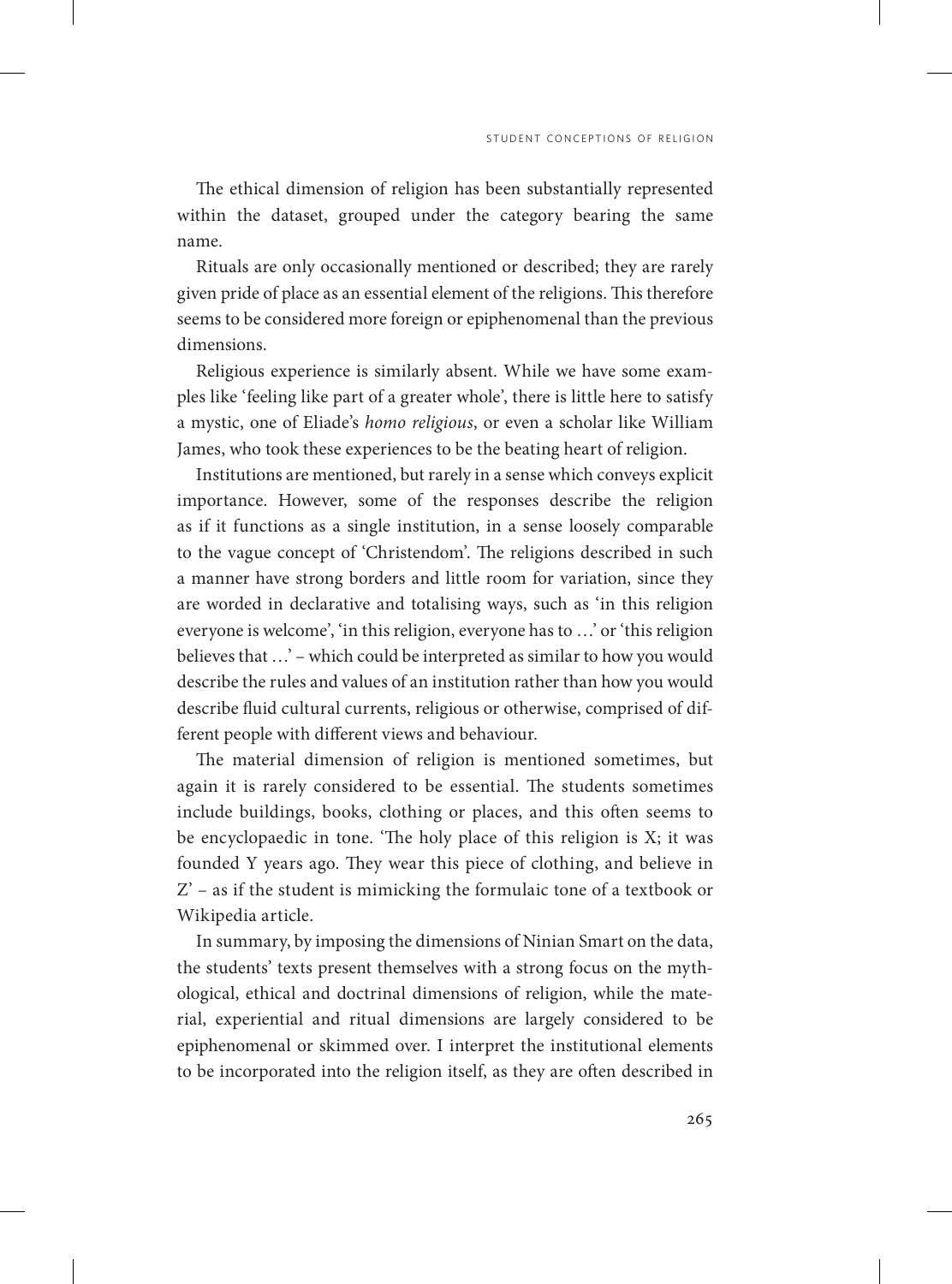The ethical dimension of religion has been substantially represented within the dataset, grouped under the category bearing the same name.

Rituals are only occasionally mentioned or described; they are rarely given pride of place as an essential element of the religions. This therefore seems to be considered more foreign or epiphenomenal than the previous dimensions.

Religious experience is similarly absent. While we have some examples like 'feeling like part of a greater whole', there is little here to satisfy a mystic, one of Eliade's *homo religious*, or even a scholar like William James, who took these experiences to be the beating heart of religion.

Institutions are mentioned, but rarely in a sense which conveys explicit importance. However, some of the responses describe the religion as if it functions as a single institution, in a sense loosely comparable to the vague concept of 'Christendom'. The religions described in such a manner have strong borders and little room for variation, since they are worded in declarative and totalising ways, such as 'in this religion everyone is welcome', 'in this religion, everyone has to …' or 'this religion believes that …' – which could be interpreted as similar to how you would describe the rules and values of an institution rather than how you would describe fluid cultural currents, religious or otherwise, comprised of different people with different views and behaviour.

The material dimension of religion is mentioned sometimes, but again it is rarely considered to be essential. The students sometimes include buildings, books, clothing or places, and this often seems to be encyclopaedic in tone. 'The holy place of this religion is X; it was founded Y years ago. They wear this piece of clothing, and believe in Z' – as if the student is mimicking the formulaic tone of a textbook or Wikipedia article.

In summary, by imposing the dimensions of Ninian Smart on the data, the students' texts present themselves with a strong focus on the mythological, ethical and doctrinal dimensions of religion, while the material, experiential and ritual dimensions are largely considered to be epiphenomenal or skimmed over. I interpret the institutional elements to be incorporated into the religion itself, as they are often described in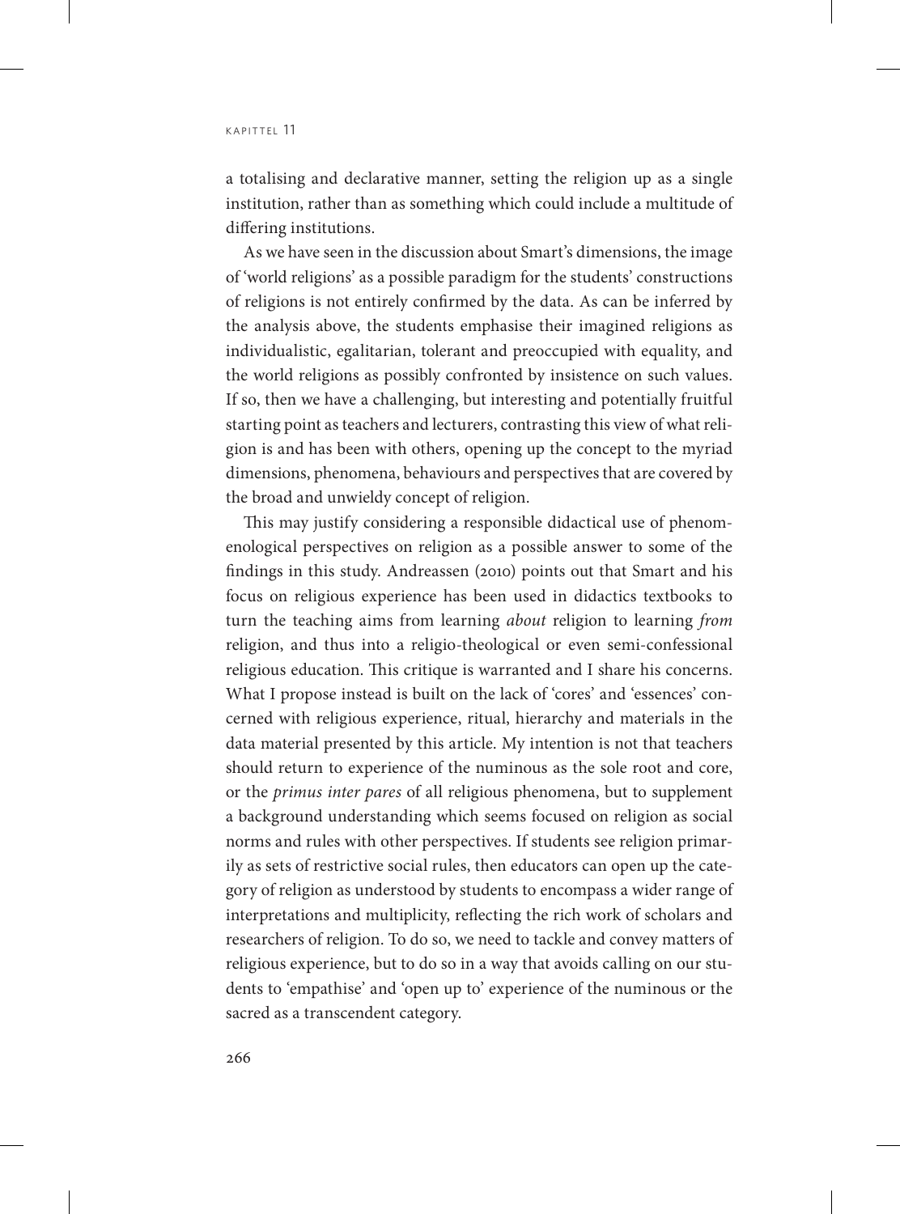a totalising and declarative manner, setting the religion up as a single institution, rather than as something which could include a multitude of differing institutions.

As we have seen in the discussion about Smart's dimensions, the image of 'world religions' as a possible paradigm for the students' constructions of religions is not entirely confirmed by the data. As can be inferred by the analysis above, the students emphasise their imagined religions as individualistic, egalitarian, tolerant and preoccupied with equality, and the world religions as possibly confronted by insistence on such values. If so, then we have a challenging, but interesting and potentially fruitful starting point as teachers and lecturers, contrasting this view of what religion is and has been with others, opening up the concept to the myriad dimensions, phenomena, behaviours and perspectives that are covered by the broad and unwieldy concept of religion.

This may justify considering a responsible didactical use of phenomenological perspectives on religion as a possible answer to some of the findings in this study. Andreassen (2010) points out that Smart and his focus on religious experience has been used in didactics textbooks to turn the teaching aims from learning *about* religion to learning *from* religion, and thus into a religio-theological or even semi-confessional religious education. This critique is warranted and I share his concerns. What I propose instead is built on the lack of 'cores' and 'essences' concerned with religious experience, ritual, hierarchy and materials in the data material presented by this article. My intention is not that teachers should return to experience of the numinous as the sole root and core, or the *primus inter pares* of all religious phenomena, but to supplement a background understanding which seems focused on religion as social norms and rules with other perspectives. If students see religion primarily as sets of restrictive social rules, then educators can open up the category of religion as understood by students to encompass a wider range of interpretations and multiplicity, reflecting the rich work of scholars and researchers of religion. To do so, we need to tackle and convey matters of religious experience, but to do so in a way that avoids calling on our students to 'empathise' and 'open up to' experience of the numinous or the sacred as a transcendent category.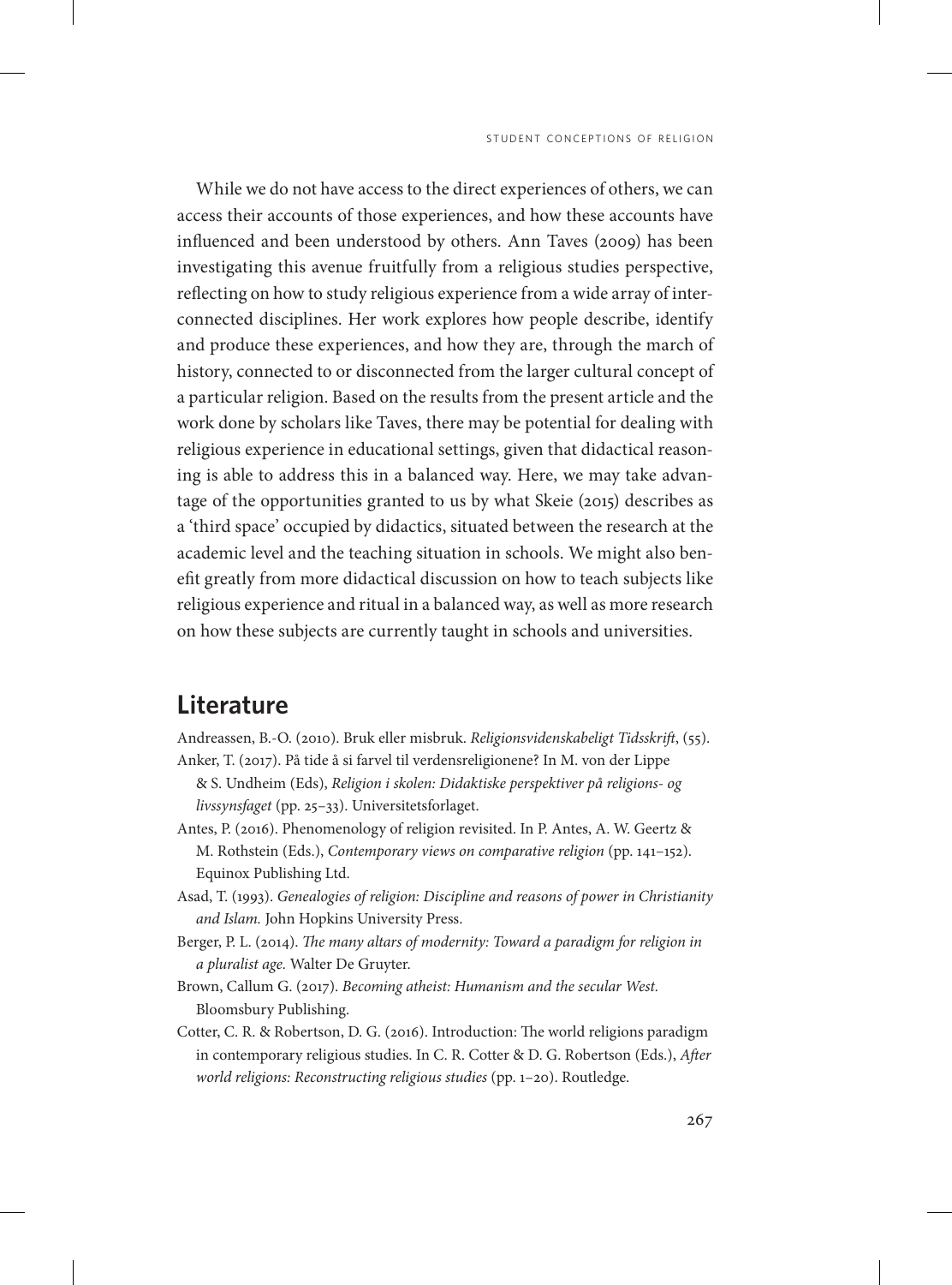While we do not have access to the direct experiences of others, we can access their accounts of those experiences, and how these accounts have influenced and been understood by others. Ann Taves (2009) has been investigating this avenue fruitfully from a religious studies perspective, reflecting on how to study religious experience from a wide array of interconnected disciplines. Her work explores how people describe, identify and produce these experiences, and how they are, through the march of history, connected to or disconnected from the larger cultural concept of a particular religion. Based on the results from the present article and the work done by scholars like Taves, there may be potential for dealing with religious experience in educational settings, given that didactical reasoning is able to address this in a balanced way. Here, we may take advantage of the opportunities granted to us by what Skeie (2015) describes as a 'third space' occupied by didactics, situated between the research at the academic level and the teaching situation in schools. We might also benefit greatly from more didactical discussion on how to teach subjects like religious experience and ritual in a balanced way, as well as more research on how these subjects are currently taught in schools and universities.

## Literature

Andreassen, B.-O. (2010). Bruk eller misbruk. *Religionsvidenskabeligt Tidsskrift*, (55).

Anker, T. (2017). På tide å si farvel til verdensreligionene? In M. von der Lippe & S. Undheim (Eds), *Religion i skolen: Didaktiske perspektiver på religions- og livssynsfaget* (pp. 25–33). Universitetsforlaget.

Antes, P. (2016). Phenomenology of religion revisited. In P. Antes, A. W. Geertz & M. Rothstein (Eds.), *Contemporary views on comparative religion* (pp. 141–152). Equinox Publishing Ltd.

Asad, T. (1993). *Genealogies of religion: Discipline and reasons of power in Christianity and Islam.* John Hopkins University Press.

Berger, P. L. (2014). *The many altars of modernity: Toward a paradigm for religion in a pluralist age.* Walter De Gruyter.

Brown, Callum G. (2017). *Becoming atheist: Humanism and the secular West.* Bloomsbury Publishing.

Cotter, C. R. & Robertson, D. G. (2016). Introduction: The world religions paradigm in contemporary religious studies. In C. R. Cotter & D. G. Robertson (Eds.), *After world religions: Reconstructing religious studies* (pp. 1–20). Routledge.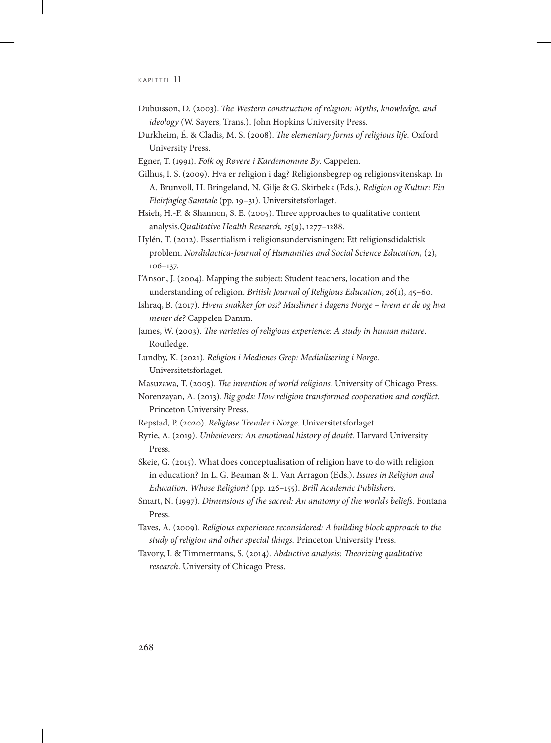Dubuisson, D. (2003). *The Western construction of religion: Myths, knowledge, and ideology* (W. Sayers, Trans.). John Hopkins University Press.

Durkheim, É. & Cladis, M. S. (2008). *The elementary forms of religious life.* Oxford University Press.

Egner, T. (1991). *Folk og Røvere i Kardemomme By*. Cappelen.

Gilhus, I. S. (2009). Hva er religion i dag? Religionsbegrep og religionsvitenskap. In A. Brunvoll, H. Bringeland, N. Gilje & G. Skirbekk (Eds.), *Religion og Kultur: Ein Fleirfagleg Samtale* (pp. 19–31). Universitetsforlaget.

Hsieh, H.-F. & Shannon, S. E. (2005). Three approaches to qualitative content analysis.*Qualitative Health Research, 15*(9), 1277–1288.

Hylén, T. (2012). Essentialism i religionsundervisningen: Ett religionsdidaktisk problem. *Nordidactica-Journal of Humanities and Social Science Education,* (2), 106–137.

I'Anson, J. (2004). Mapping the subject: Student teachers, location and the understanding of religion. *British Journal of Religious Education, 26*(1), 45–60.

Ishraq, B. (2017). *Hvem snakker for oss? Muslimer i dagens Norge – hvem er de og hva mener de?* Cappelen Damm.

James, W. (2003). *The varieties of religious experience: A study in human nature*. Routledge.

Lundby, K. (2021). *Religion i Medienes Grep: Medialisering i Norge.* Universitetsforlaget.

Masuzawa, T. (2005). *The invention of world religions.* University of Chicago Press.

Norenzayan, A. (2013). *Big gods: How religion transformed cooperation and conflict.* Princeton University Press.

Repstad, P. (2020). *Religiøse Trender i Norge.* Universitetsforlaget.

Ryrie, A. (2019). *Unbelievers: An emotional history of doubt.* Harvard University Press.

Skeie, G. (2015). What does conceptualisation of religion have to do with religion in education? In L. G. Beaman & L. Van Arragon (Eds.), *Issues in Religion and Education. Whose Religion?* (pp. 126–155). *Brill Academic Publishers.*

Smart, N. (1997). *Dimensions of the sacred: An anatomy of the world's beliefs.* Fontana Press.

Taves, A. (2009). *Religious experience reconsidered: A building block approach to the study of religion and other special things.* Princeton University Press.

Tavory, I. & Timmermans, S. (2014). *Abductive analysis: Theorizing qualitative research*. University of Chicago Press.